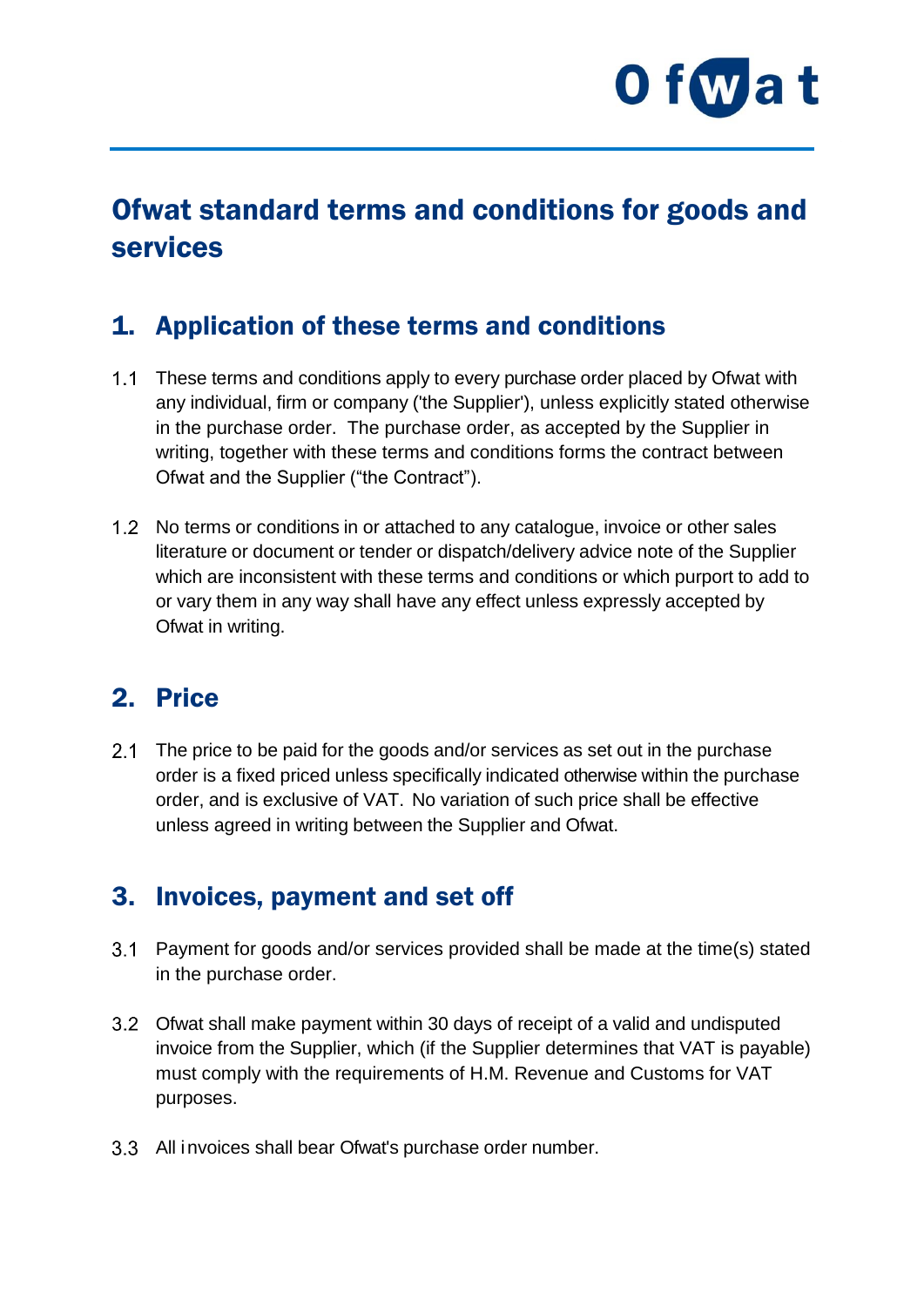# Ofwat standard terms and conditions for goods and services

## 1. Application of these terms and conditions

1.1 These terms and conditions apply to every purchase order placed by Ofwat with any individual, firm or company ('the Supplier'), unless explicitly stated otherwise in the purchase order. The purchase order, as accepted by the Supplier in writing, together with these terms and conditions forms the contract between Ofwat and the Supplier ("the Contract").

1.2 No terms or conditions in or attached to any catalogue, invoice or other sales literature or document or tender or dispatch/delivery advice note of the Supplier which are inconsistent with these terms and conditions or which purport to add to or vary them in any way shall have any effect unless expressly accepted by Ofwat in writing.

## 2. Price

2.1 The price to be paid for the goods and/or services as set out in the purchase order is a fixed priced unless specifically indicated otherwise within the purchase order, and is exclusive of VAT. No variation of such price shall be effective unless agreed in writing between the Supplier and Ofwat.

## 3. Invoices, payment and set off

3.1 Payment for goods and/or services provided shall be made at the time(s) stated in the purchase order.

3.2 Ofwat shall make payment within 30 days of receipt of a valid and undisputed invoice from the Supplier, which (if the Supplier determines that VAT is payable) must comply with the requirements of H.M. Revenue and Customs for VAT purposes.

3.3 All invoices shall bear Ofwat's purchase order number.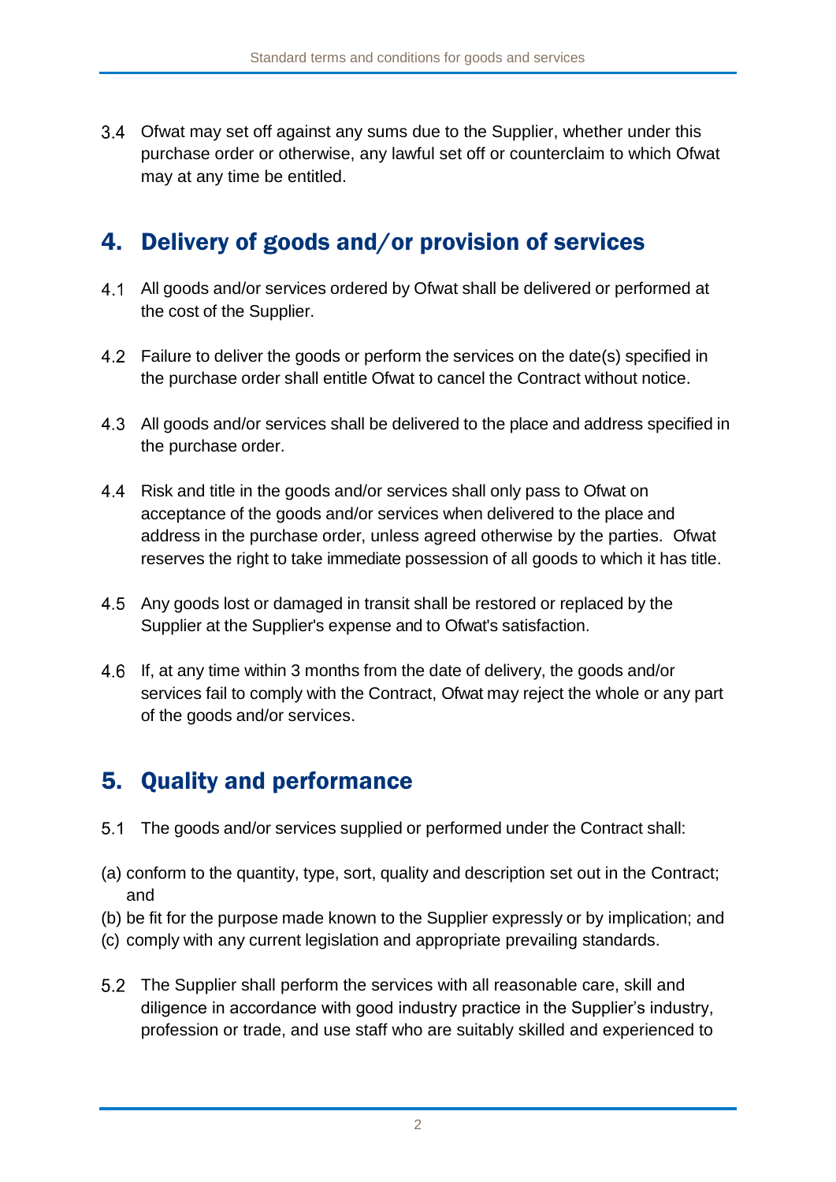3.4 Ofwat may set off against any sums due to the Supplier, whether under this purchase order or otherwise, any lawful set off or counterclaim to which Ofwat may at any time be entitled.

## 4. Delivery of goods and/or provision of services

4.1 All goods and/or services ordered by Ofwat shall be delivered or performed at the cost of the Supplier.

4.2 Failure to deliver the goods or perform the services on the date(s) specified in the purchase order shall entitle Ofwat to cancel the Contract without notice.

4.3 All goods and/or services shall be delivered to the place and address specified in the purchase order.

4.4 Risk and title in the goods and/or services shall only pass to Ofwat on acceptance of the goods and/or services when delivered to the place and address in the purchase order, unless agreed otherwise by the parties. Ofwat reserves the right to take immediate possession of all goods to which it has title.

4.5 Any goods lost or damaged in transit shall be restored or replaced by the Supplier at the Supplier's expense and to Ofwat's satisfaction.

4.6 If, at any time within 3 months from the date of delivery, the goods and/or services fail to comply with the Contract, Ofwat may reject the whole or any part of the goods and/or services.

## 5. Quality and performance

5.1 The goods and/or services supplied or performed under the Contract shall:

(a) conform to the quantity, type, sort, quality and description set out in the Contract; and

(b) be fit for the purpose made known to the Supplier expressly or by implication; and

(c) comply with any current legislation and appropriate prevailing standards.

5.2 The Supplier shall perform the services with all reasonable care, skill and diligence in accordance with good industry practice in the Supplier's industry, profession or trade, and use staff who are suitably skilled and experienced to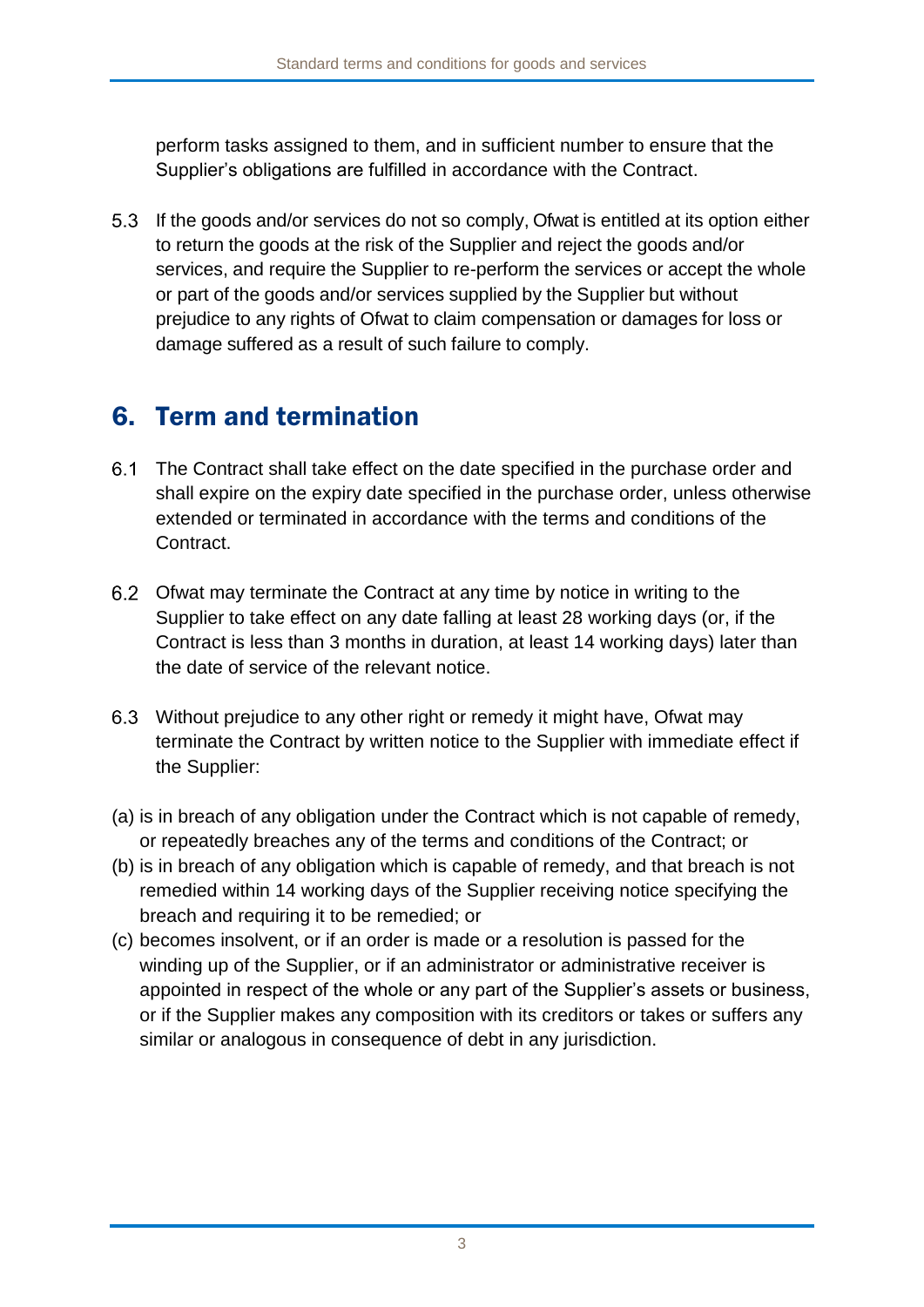perform tasks assigned to them, and in sufficient number to ensure that the Supplier's obligations are fulfilled in accordance with the Contract.

5.3 If the goods and/or services do not so comply, Ofwat is entitled at its option either to return the goods at the risk of the Supplier and reject the goods and/or services, and require the Supplier to re-perform the services or accept the whole or part of the goods and/or services supplied by the Supplier but without prejudice to any rights of Ofwat to claim compensation or damages for loss or damage suffered as a result of such failure to comply.

## 6. Term and termination

6.1 The Contract shall take effect on the date specified in the purchase order and shall expire on the expiry date specified in the purchase order, unless otherwise extended or terminated in accordance with the terms and conditions of the Contract.

6.2 Ofwat may terminate the Contract at any time by notice in writing to the Supplier to take effect on any date falling at least 28 working days (or, if the Contract is less than 3 months in duration, at least 14 working days) later than the date of service of the relevant notice.

6.3 Without prejudice to any other right or remedy it might have, Ofwat may terminate the Contract by written notice to the Supplier with immediate effect if the Supplier:

(a) is in breach of any obligation under the Contract which is not capable of remedy, or repeatedly breaches any of the terms and conditions of the Contract; or
(b) is in breach of any obligation which is capable of remedy, and that breach is not remedied within 14 working days of the Supplier receiving notice specifying the breach and requiring it to be remedied; or
(c) becomes insolvent, or if an order is made or a resolution is passed for the winding up of the Supplier, or if an administrator or administrative receiver is appointed in respect of the whole or any part of the Supplier's assets or business, or if the Supplier makes any composition with its creditors or takes or suffers any similar or analogous in consequence of debt in any jurisdiction.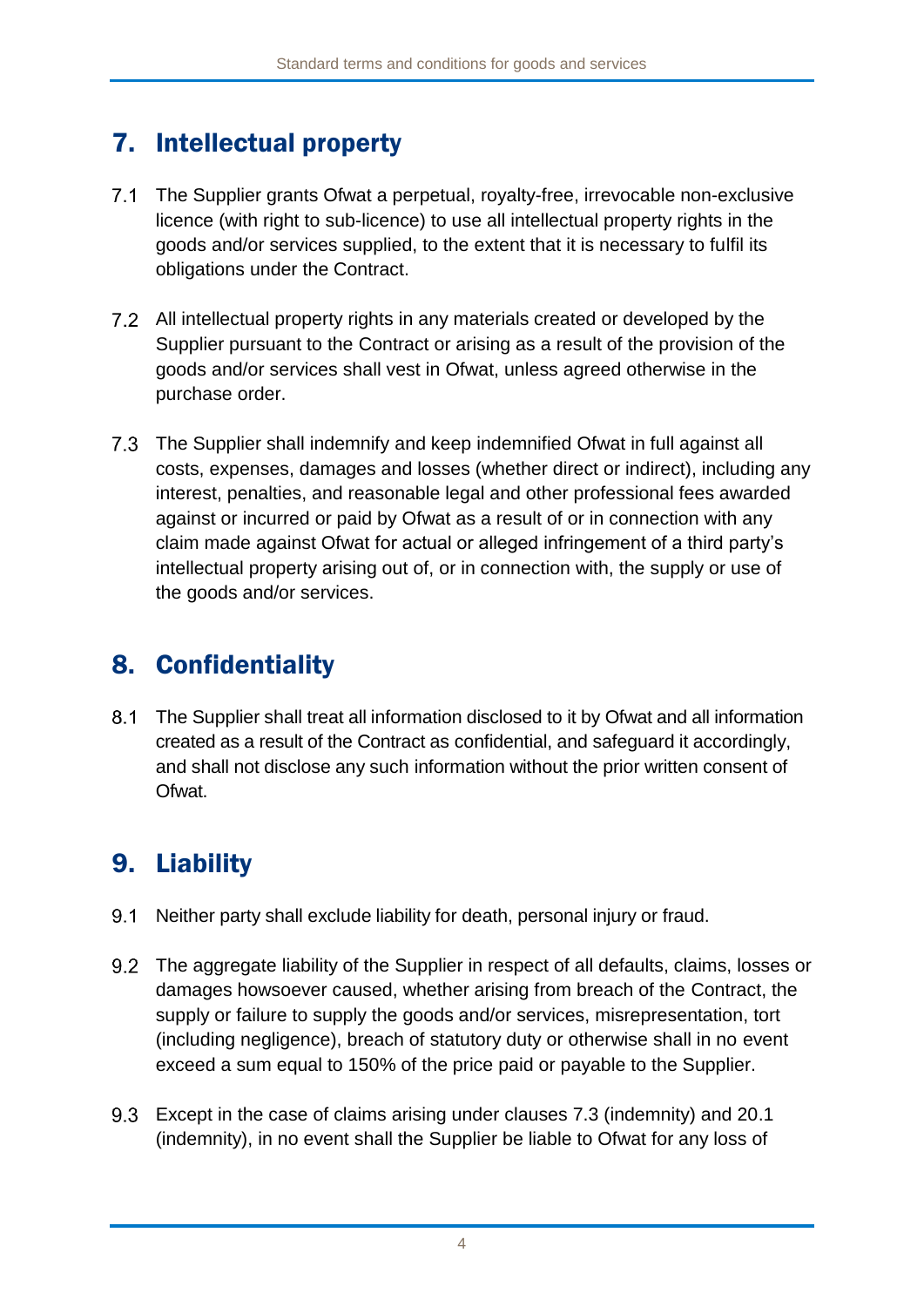## 7. Intellectual property

7.1 The Supplier grants Ofwat a perpetual, royalty-free, irrevocable non-exclusive licence (with right to sub-licence) to use all intellectual property rights in the goods and/or services supplied, to the extent that it is necessary to fulfil its obligations under the Contract.

7.2 All intellectual property rights in any materials created or developed by the Supplier pursuant to the Contract or arising as a result of the provision of the goods and/or services shall vest in Ofwat, unless agreed otherwise in the purchase order.

7.3 The Supplier shall indemnify and keep indemnified Ofwat in full against all costs, expenses, damages and losses (whether direct or indirect), including any interest, penalties, and reasonable legal and other professional fees awarded against or incurred or paid by Ofwat as a result of or in connection with any claim made against Ofwat for actual or alleged infringement of a third party's intellectual property arising out of, or in connection with, the supply or use of the goods and/or services.

## 8. Confidentiality

8.1 The Supplier shall treat all information disclosed to it by Ofwat and all information created as a result of the Contract as confidential, and safeguard it accordingly, and shall not disclose any such information without the prior written consent of Ofwat.

## 9. Liability

9.1 Neither party shall exclude liability for death, personal injury or fraud.

9.2 The aggregate liability of the Supplier in respect of all defaults, claims, losses or damages howsoever caused, whether arising from breach of the Contract, the supply or failure to supply the goods and/or services, misrepresentation, tort (including negligence), breach of statutory duty or otherwise shall in no event exceed a sum equal to 150% of the price paid or payable to the Supplier.

9.3 Except in the case of claims arising under clauses 7.3 (indemnity) and 20.1 (indemnity), in no event shall the Supplier be liable to Ofwat for any loss of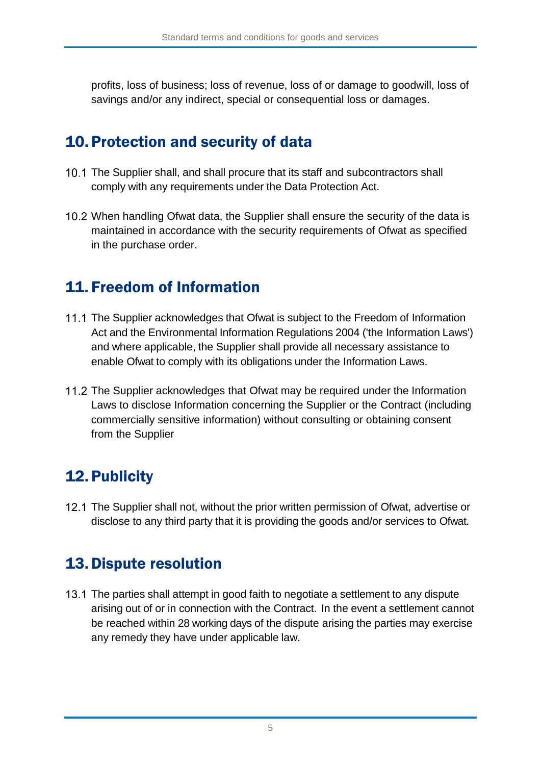profits, loss of business; loss of revenue, loss of or damage to goodwill, loss of savings and/or any indirect, special or consequential loss or damages.

## 10. Protection and security of data

10.1 The Supplier shall, and shall procure that its staff and subcontractors shall comply with any requirements under the Data Protection Act.

10.2 When handling Ofwat data, the Supplier shall ensure the security of the data is maintained in accordance with the security requirements of Ofwat as specified in the purchase order.

## 11. Freedom of Information

11.1 The Supplier acknowledges that Ofwat is subject to the Freedom of Information Act and the Environmental Information Regulations 2004 ('the Information Laws') and where applicable, the Supplier shall provide all necessary assistance to enable Ofwat to comply with its obligations under the Information Laws.

11.2 The Supplier acknowledges that Ofwat may be required under the Information Laws to disclose Information concerning the Supplier or the Contract (including commercially sensitive information) without consulting or obtaining consent from the Supplier

## 12. Publicity

12.1 The Supplier shall not, without the prior written permission of Ofwat, advertise or disclose to any third party that it is providing the goods and/or services to Ofwat.

## 13. Dispute resolution

13.1 The parties shall attempt in good faith to negotiate a settlement to any dispute arising out of or in connection with the Contract. In the event a settlement cannot be reached within 28 working days of the dispute arising the parties may exercise any remedy they have under applicable law.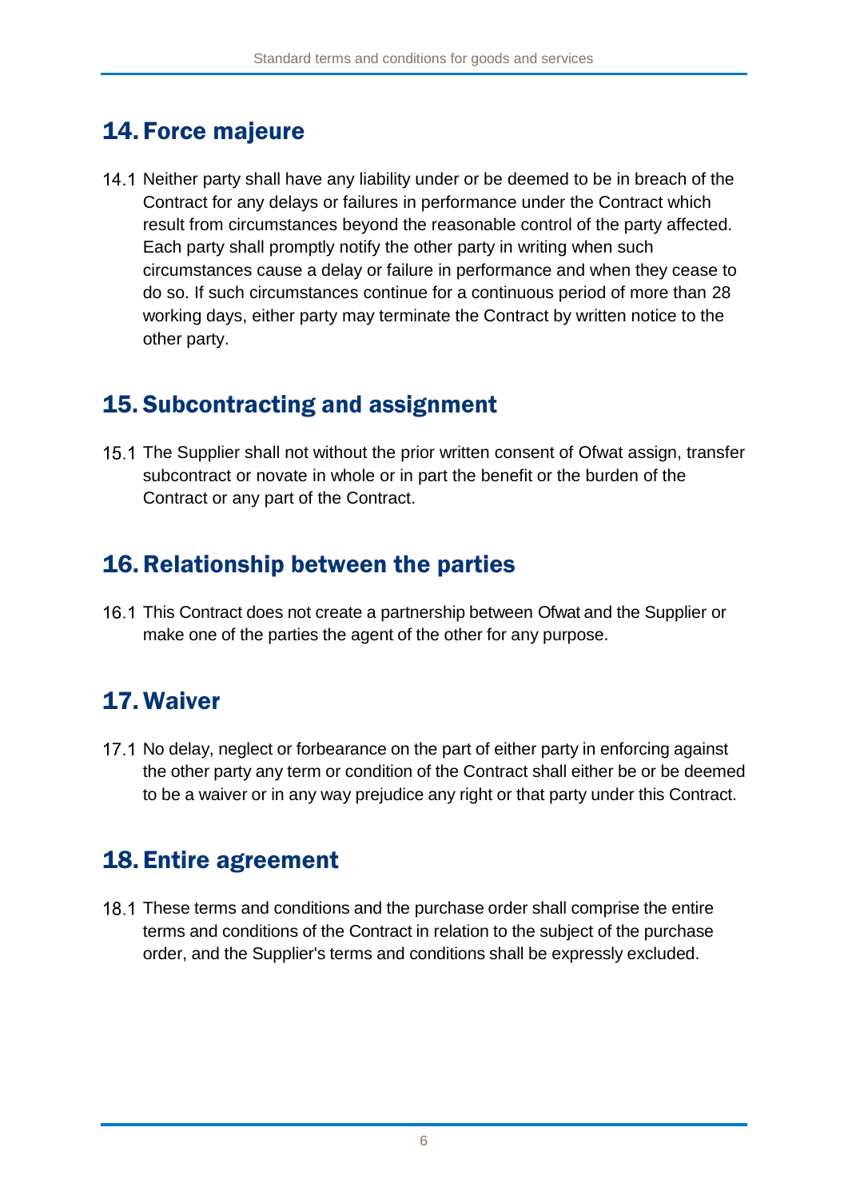## 14. Force majeure

14.1 Neither party shall have any liability under or be deemed to be in breach of the Contract for any delays or failures in performance under the Contract which result from circumstances beyond the reasonable control of the party affected. Each party shall promptly notify the other party in writing when such circumstances cause a delay or failure in performance and when they cease to do so. If such circumstances continue for a continuous period of more than 28 working days, either party may terminate the Contract by written notice to the other party.

## 15. Subcontracting and assignment

15.1 The Supplier shall not without the prior written consent of Ofwat assign, transfer subcontract or novate in whole or in part the benefit or the burden of the Contract or any part of the Contract.

## 16. Relationship between the parties

16.1 This Contract does not create a partnership between Ofwat and the Supplier or make one of the parties the agent of the other for any purpose.

## 17. Waiver

17.1 No delay, neglect or forbearance on the part of either party in enforcing against the other party any term or condition of the Contract shall either be or be deemed to be a waiver or in any way prejudice any right or that party under this Contract.

## 18. Entire agreement

18.1 These terms and conditions and the purchase order shall comprise the entire terms and conditions of the Contract in relation to the subject of the purchase order, and the Supplier's terms and conditions shall be expressly excluded.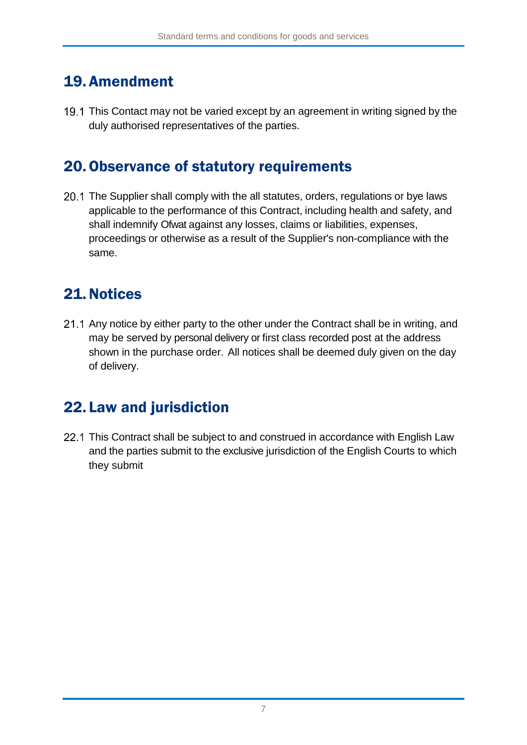## 19. Amendment

19.1 This Contact may not be varied except by an agreement in writing signed by the duly authorised representatives of the parties.

## 20. Observance of statutory requirements

20.1 The Supplier shall comply with the all statutes, orders, regulations or bye laws applicable to the performance of this Contract, including health and safety, and shall indemnify Ofwat against any losses, claims or liabilities, expenses, proceedings or otherwise as a result of the Supplier's non-compliance with the same.

## 21. Notices

21.1 Any notice by either party to the other under the Contract shall be in writing, and may be served by personal delivery or first class recorded post at the address shown in the purchase order. All notices shall be deemed duly given on the day of delivery.

## 22. Law and jurisdiction

22.1 This Contract shall be subject to and construed in accordance with English Law and the parties submit to the exclusive jurisdiction of the English Courts to which they submit